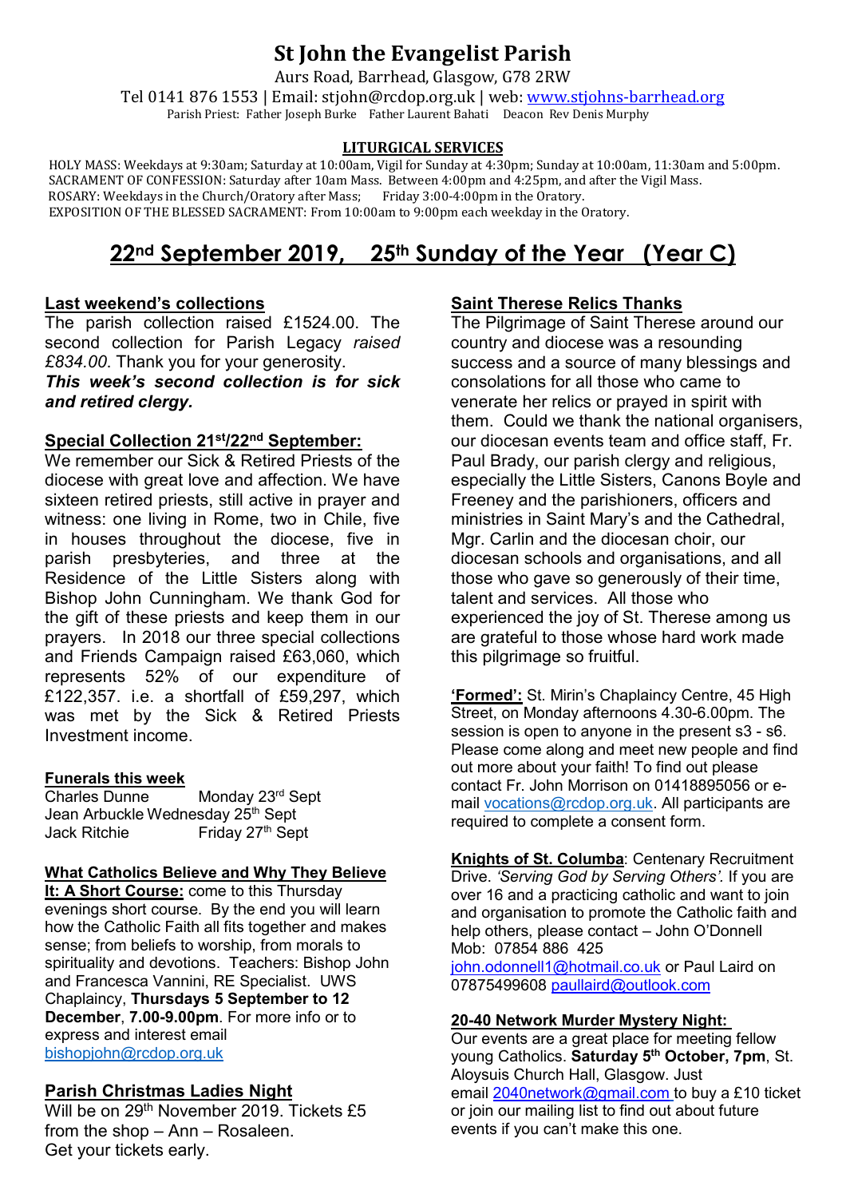# St John the Evangelist Parish

Aurs Road, Barrhead, Glasgow, G78 2RW

Tel 0141 876 1553 | Email: stjohn@rcdop.org.uk | web: www.stjohns-barrhead.org

Parish Priest: Father Joseph Burke Father Laurent Bahati Deacon Rev Denis Murphy

**LITURGICAL SERVICES**

HOLY MASS: Weekdays at 9:30am; Saturday at 10:00am, Vigil for Sunday at 4:30pm; Sunday at 10:00am, 11:30am and 5:00pm.
SACRAMENT OF CONFESSION: Saturday after 10am Mass. Between 4:00pm and 4:25pm, and after the Vigil Mass.
ROSARY: Weekdays in the Church/Oratory after Mass; Friday 3:00-4:00pm in the Oratory.
EXPOSITION OF THE BLESSED SACRAMENT: From 10:00am to 9:00pm each weekday in the Oratory.

## 22nd September 2019, 25th Sunday of the Year (Year C)

### Last weekend's collections

The parish collection raised £1524.00. The second collection for Parish Legacy *raised £834.00*. Thank you for your generosity.

***This week's second collection is for sick and retired clergy.***

### Special Collection 21st/22nd September:

We remember our Sick & Retired Priests of the diocese with great love and affection. We have sixteen retired priests, still active in prayer and witness: one living in Rome, two in Chile, five in houses throughout the diocese, five in parish presbyteries, and three at the Residence of the Little Sisters along with Bishop John Cunningham. We thank God for the gift of these priests and keep them in our prayers. In 2018 our three special collections and Friends Campaign raised £63,060, which represents 52% of our expenditure of £122,357. i.e. a shortfall of £59,297, which was met by the Sick & Retired Priests Investment income.

### Funerals this week

Charles Dunne Monday 23rd Sept
Jean Arbuckle Wednesday 25th Sept
Jack Ritchie Friday 27th Sept

### What Catholics Believe and Why They Believe It: A Short Course:

come to this Thursday evenings short course. By the end you will learn how the Catholic Faith all fits together and makes sense; from beliefs to worship, from morals to spirituality and devotions. Teachers: Bishop John and Francesca Vannini, RE Specialist. UWS Chaplaincy, **Thursdays 5 September to 12 December**, **7.00-9.00pm**. For more info or to express and interest email bishopjohn@rcdop.org.uk

### Parish Christmas Ladies Night

Will be on 29th November 2019. Tickets £5 from the shop – Ann – Rosaleen.
Get your tickets early.

### Saint Therese Relics Thanks

The Pilgrimage of Saint Therese around our country and diocese was a resounding success and a source of many blessings and consolations for all those who came to venerate her relics or prayed in spirit with them. Could we thank the national organisers, our diocesan events team and office staff, Fr. Paul Brady, our parish clergy and religious, especially the Little Sisters, Canons Boyle and Freeney and the parishioners, officers and ministries in Saint Mary's and the Cathedral, Mgr. Carlin and the diocesan choir, our diocesan schools and organisations, and all those who gave so generously of their time, talent and services. All those who experienced the joy of St. Therese among us are grateful to those whose hard work made this pilgrimage so fruitful.

**'Formed':** St. Mirin's Chaplaincy Centre, 45 High Street, on Monday afternoons 4.30-6.00pm. The session is open to anyone in the present s3 - s6. Please come along and meet new people and find out more about your faith! To find out please contact Fr. John Morrison on 01418895056 or e-mail vocations@rcdop.org.uk. All participants are required to complete a consent form.

**Knights of St. Columba**: Centenary Recruitment Drive. *'Serving God by Serving Others'.* If you are over 16 and a practicing catholic and want to join and organisation to promote the Catholic faith and help others, please contact – John O'Donnell Mob: 07854 886 425 john.odonnell1@hotmail.co.uk or Paul Laird on 07875499608 paullaird@outlook.com

### 20-40 Network Murder Mystery Night:

Our events are a great place for meeting fellow young Catholics. **Saturday 5th October, 7pm**, St. Aloysuis Church Hall, Glasgow. Just email 2040network@gmail.com to buy a £10 ticket or join our mailing list to find out about future events if you can't make this one.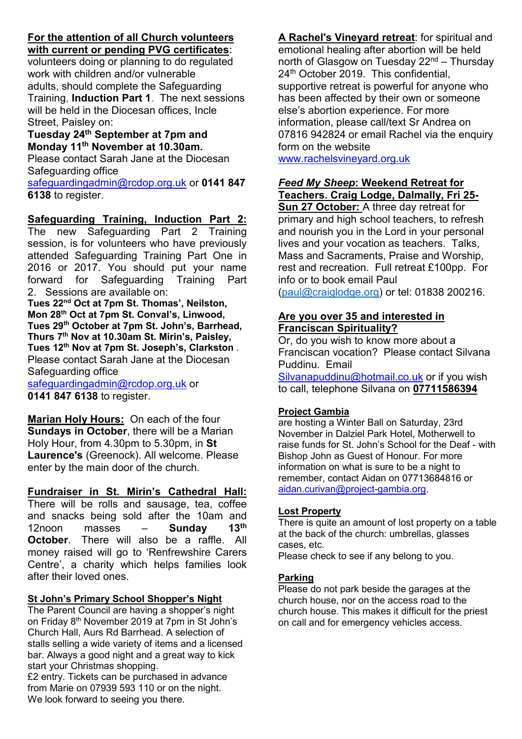**For the attention of all Church volunteers with current or pending PVG certificates:** volunteers doing or planning to do regulated work with children and/or vulnerable adults, should complete the Safeguarding Training, **Induction Part 1**. The next sessions will be held in the Diocesan offices, Incle Street, Paisley on:

**Tuesday 24th September at 7pm and Monday 11th November at 10.30am.**

Please contact Sarah Jane at the Diocesan Safeguarding office safeguardingadmin@rcdop.org.uk or **0141 847 6138** to register.

**Safeguarding Training, Induction Part 2:** The new Safeguarding Part 2 Training session, is for volunteers who have previously attended Safeguarding Training Part One in 2016 or 2017. You should put your name forward for Safeguarding Training Part 2. Sessions are available on:

**Tues 22nd Oct at 7pm St. Thomas', Neilston,**
**Mon 28th Oct at 7pm St. Conval's, Linwood,**
**Tues 29th October at 7pm St. John's, Barrhead,**
**Thurs 7th Nov at 10.30am St. Mirin's, Paisley,**
**Tues 12th Nov at 7pm St. Joseph's, Clarkston** .

Please contact Sarah Jane at the Diocesan Safeguarding office safeguardingadmin@rcdop.org.uk or **0141 847 6138** to register.

**Marian Holy Hours:** On each of the four **Sundays in October**, there will be a Marian Holy Hour, from 4.30pm to 5.30pm, in **St Laurence's** (Greenock). All welcome. Please enter by the main door of the church.

**Fundraiser in St. Mirin's Cathedral Hall:** There will be rolls and sausage, tea, coffee and snacks being sold after the 10am and 12noon masses – **Sunday 13th October**. There will also be a raffle. All money raised will go to 'Renfrewshire Carers Centre', a charity which helps families look after their loved ones.

**St John's Primary School Shopper's Night**

The Parent Council are having a shopper's night on Friday 8th November 2019 at 7pm in St John's Church Hall, Aurs Rd Barrhead. A selection of stalls selling a wide variety of items and a licensed bar. Always a good night and a great way to kick start your Christmas shopping.

£2 entry. Tickets can be purchased in advance from Marie on 07939 593 110 or on the night.

We look forward to seeing you there.

**A Rachel's Vineyard retreat**: for spiritual and emotional healing after abortion will be held north of Glasgow on Tuesday 22nd – Thursday 24th October 2019. This confidential, supportive retreat is powerful for anyone who has been affected by their own or someone else's abortion experience. For more information, please call/text Sr Andrea on 07816 942824 or email Rachel via the enquiry form on the website www.rachelsvineyard.org.uk

***Feed My Sheep*: Weekend Retreat for Teachers. Craig Lodge, Dalmally, Fri 25-Sun 27 October:** A three day retreat for primary and high school teachers, to refresh and nourish you in the Lord in your personal lives and your vocation as teachers. Talks, Mass and Sacraments, Praise and Worship, rest and recreation. Full retreat £100pp. For info or to book email Paul (paul@craiglodge.org) or tel: 01838 200216.

**Are you over 35 and interested in Franciscan Spirituality?**

Or, do you wish to know more about a Franciscan vocation? Please contact Silvana Puddinu. Email Silvanapuddinu@hotmail.co.uk or if you wish to call, telephone Silvana on **07711586394**

**Project Gambia**

are hosting a Winter Ball on Saturday, 23rd November in Dalziel Park Hotel, Motherwell to raise funds for St. John's School for the Deaf - with Bishop John as Guest of Honour. For more information on what is sure to be a night to remember, contact Aidan on 07713684816 or aidan.curivan@project-gambia.org.

**Lost Property**

There is quite an amount of lost property on a table at the back of the church: umbrellas, glasses cases, etc.

Please check to see if any belong to you.

**Parking**

Please do not park beside the garages at the church house, nor on the access road to the church house. This makes it difficult for the priest on call and for emergency vehicles access.